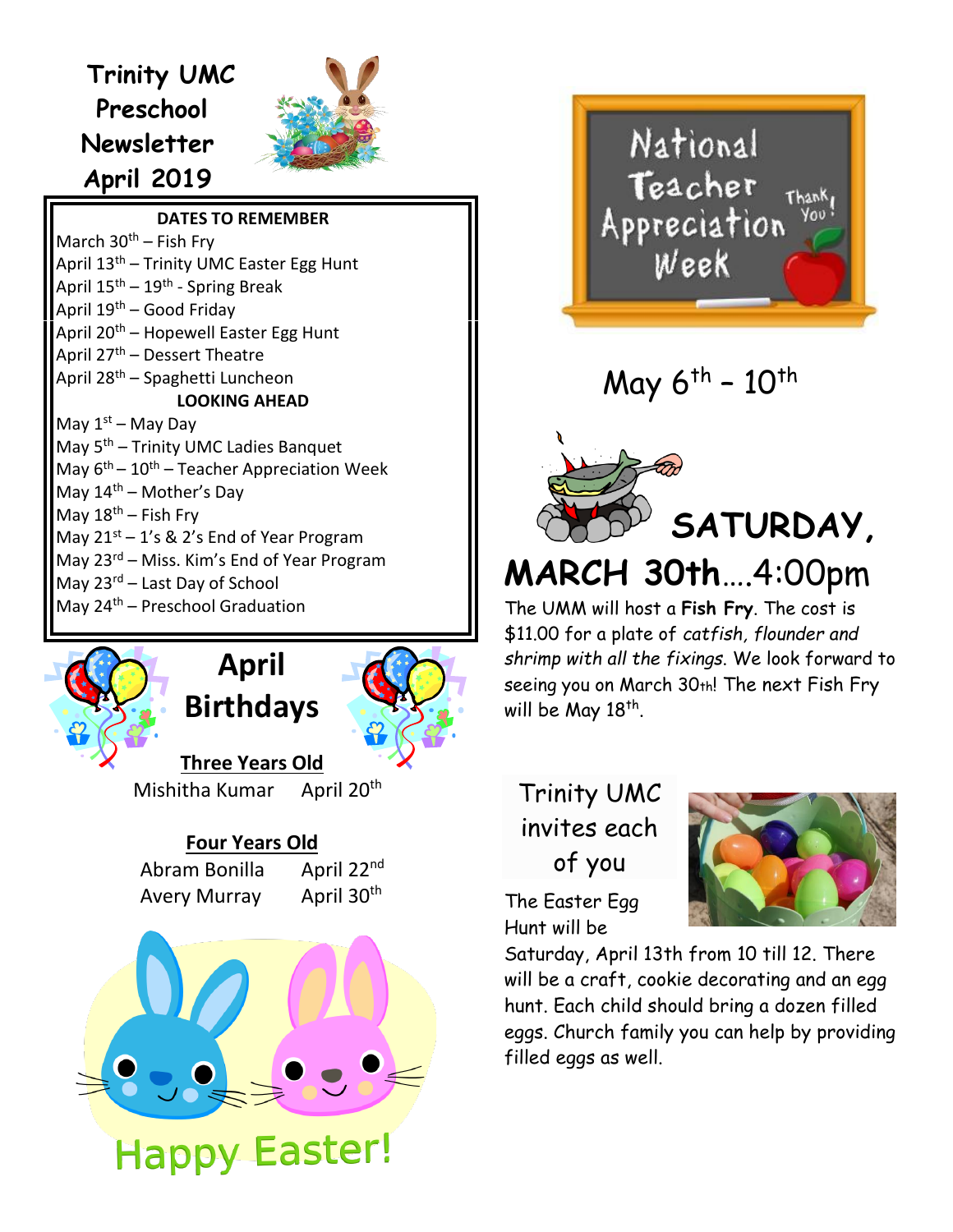# Trinity UMC Preschool Newsletter April 2019

**DATES TO REMEMBER**

March 30th – Fish Fry
April 13th – Trinity UMC Easter Egg Hunt
April 15th – 19th - Spring Break
April 19th – Good Friday
April 20th – Hopewell Easter Egg Hunt
April 27th – Dessert Theatre
April 28th – Spaghetti Luncheon

**LOOKING AHEAD**

May 1st – May Day
May 5th – Trinity UMC Ladies Banquet
May 6th – 10th – Teacher Appreciation Week
May 14th – Mother's Day
May 18th – Fish Fry
May 21st – 1's & 2's End of Year Program
May 23rd – Miss. Kim's End of Year Program
May 23rd – Last Day of School
May 24th – Preschool Graduation

## April Birthdays

**Three Years Old**

Mishitha Kumar April 20th

**Four Years Old**

Abram Bonilla April 22nd
Avery Murray April 30th

Happy Easter!

## National Teacher Appreciation Week

Thank You!

May 6th – 10th

## SATURDAY, MARCH 30th….4:00pm

The UMM will host a **Fish Fry**. The cost is $11.00 for a plate of *catfish, flounder and shrimp with all the fixings*. We look forward to seeing you on March 30th! The next Fish Fry will be May 18th.

## Trinity UMC invites each of you

The Easter Egg Hunt will be Saturday, April 13th from 10 till 12. There will be a craft, cookie decorating and an egg hunt. Each child should bring a dozen filled eggs. Church family you can help by providing filled eggs as well.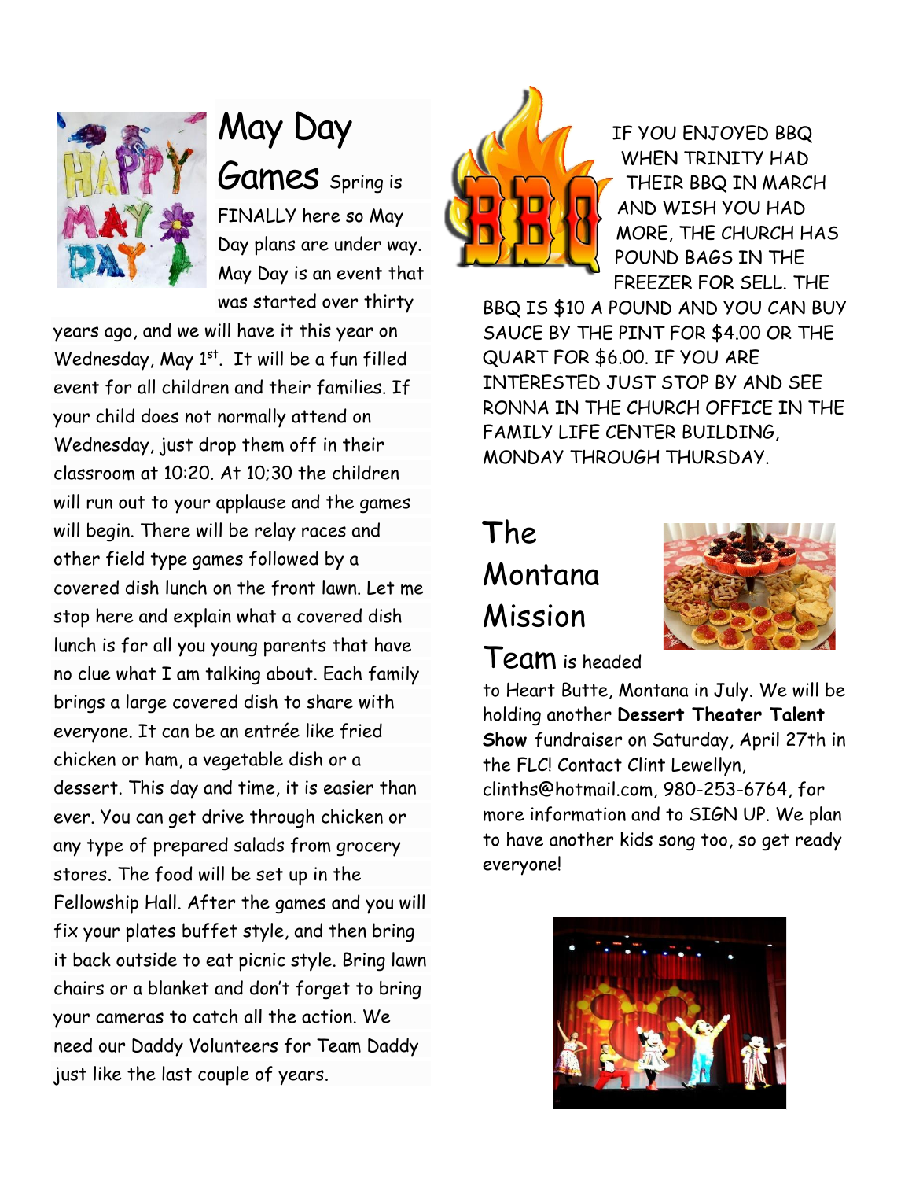## May Day Games

Spring is FINALLY here so May Day plans are under way. May Day is an event that was started over thirty years ago, and we will have it this year on Wednesday, May 1st. It will be a fun filled event for all children and their families. If your child does not normally attend on Wednesday, just drop them off in their classroom at 10:20. At 10;30 the children will run out to your applause and the games will begin. There will be relay races and other field type games followed by a covered dish lunch on the front lawn. Let me stop here and explain what a covered dish lunch is for all you young parents that have no clue what I am talking about. Each family brings a large covered dish to share with everyone. It can be an entrée like fried chicken or ham, a vegetable dish or a dessert. This day and time, it is easier than ever. You can get drive through chicken or any type of prepared salads from grocery stores. The food will be set up in the Fellowship Hall. After the games and you will fix your plates buffet style, and then bring it back outside to eat picnic style. Bring lawn chairs or a blanket and don't forget to bring your cameras to catch all the action. We need our Daddy Volunteers for Team Daddy just like the last couple of years.

IF YOU ENJOYED BBQ WHEN TRINITY HAD THEIR BBQ IN MARCH AND WISH YOU HAD MORE, THE CHURCH HAS POUND BAGS IN THE FREEZER FOR SELL. THE BBQ IS $10 A POUND AND YOU CAN BUY SAUCE BY THE PINT FOR $4.00 OR THE QUART FOR $6.00. IF YOU ARE INTERESTED JUST STOP BY AND SEE RONNA IN THE CHURCH OFFICE IN THE FAMILY LIFE CENTER BUILDING, MONDAY THROUGH THURSDAY.

## The Montana Mission Team

is headed to Heart Butte, Montana in July. We will be holding another **Dessert Theater Talent Show** fundraiser on Saturday, April 27th in the FLC! Contact Clint Lewellyn, clinths@hotmail.com, 980-253-6764, for more information and to SIGN UP. We plan to have another kids song too, so get ready everyone!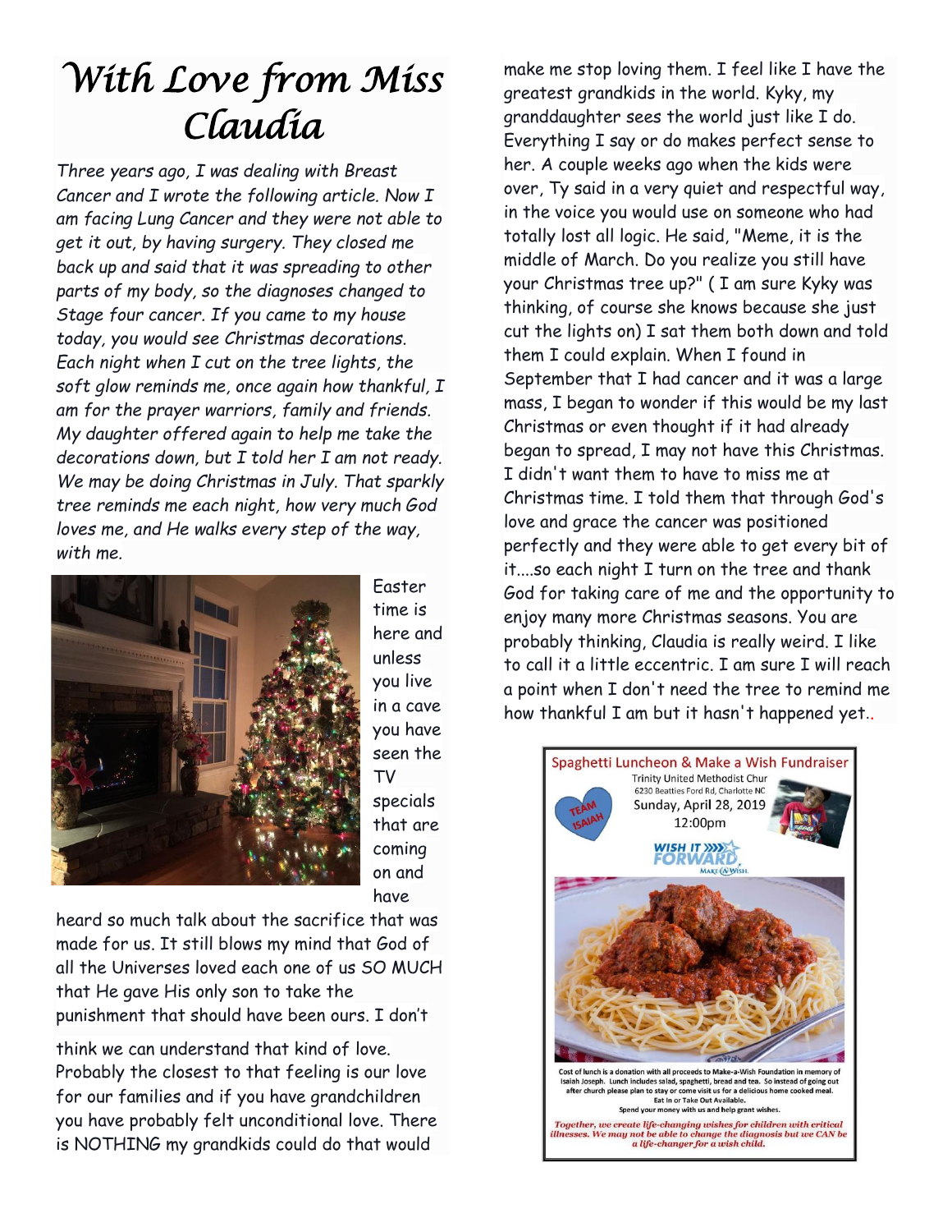# *With Love from Miss Claudia*

*Three years ago, I was dealing with Breast Cancer and I wrote the following article. Now I am facing Lung Cancer and they were not able to get it out, by having surgery. They closed me back up and said that it was spreading to other parts of my body, so the diagnoses changed to Stage four cancer. If you came to my house today, you would see Christmas decorations. Each night when I cut on the tree lights, the soft glow reminds me, once again how thankful, I am for the prayer warriors, family and friends. My daughter offered again to help me take the decorations down, but I told her I am not ready. We may be doing Christmas in July. That sparkly tree reminds me each night, how very much God loves me, and He walks every step of the way, with me.*

Easter time is here and unless you live in a cave you have seen the TV specials that are coming on and have heard so much talk about the sacrifice that was made for us. It still blows my mind that God of all the Universes loved each one of us SO MUCH that He gave His only son to take the punishment that should have been ours. I don't think we can understand that kind of love. Probably the closest to that feeling is our love for our families and if you have grandchildren you have probably felt unconditional love. There is NOTHING my grandkids could do that would make me stop loving them. I feel like I have the greatest grandkids in the world. Kyky, my granddaughter sees the world just like I do. Everything I say or do makes perfect sense to her. A couple weeks ago when the kids were over, Ty said in a very quiet and respectful way, in the voice you would use on someone who had totally lost all logic. He said, "Meme, it is the middle of March. Do you realize you still have your Christmas tree up?" ( I am sure Kyky was thinking, of course she knows because she just cut the lights on) I sat them both down and told them I could explain. When I found in September that I had cancer and it was a large mass, I began to wonder if this would be my last Christmas or even thought if it had already began to spread, I may not have this Christmas. I didn't want them to have to miss me at Christmas time. I told them that through God's love and grace the cancer was positioned perfectly and they were able to get every bit of it....so each night I turn on the tree and thank God for taking care of me and the opportunity to enjoy many more Christmas seasons. You are probably thinking, Claudia is really weird. I like to call it a little eccentric. I am sure I will reach a point when I don't need the tree to remind me how thankful I am but it hasn't happened yet..

Spaghetti Luncheon & Make a Wish Fundraiser

Trinity United Methodist Chur
6230 Beatties Ford Rd, Charlotte NC
Sunday, April 28, 2019
12:00pm

TEAM ISAIAH

WISH IT FORWARD — MAKE-A-WISH

Cost of lunch is a donation with all proceeds to Make-a-Wish Foundation in memory of Isaiah Joseph. Lunch includes salad, spaghetti, bread and tea. So instead of going out after church please plan to stay or come visit us for a delicious home cooked meal.
Eat In or Take Out Available.
Spend your money with us and help grant wishes.

*Together, we create life-changing wishes for children with critical illnesses. We may not be able to change the diagnosis but we CAN be a life-changer for a wish child.*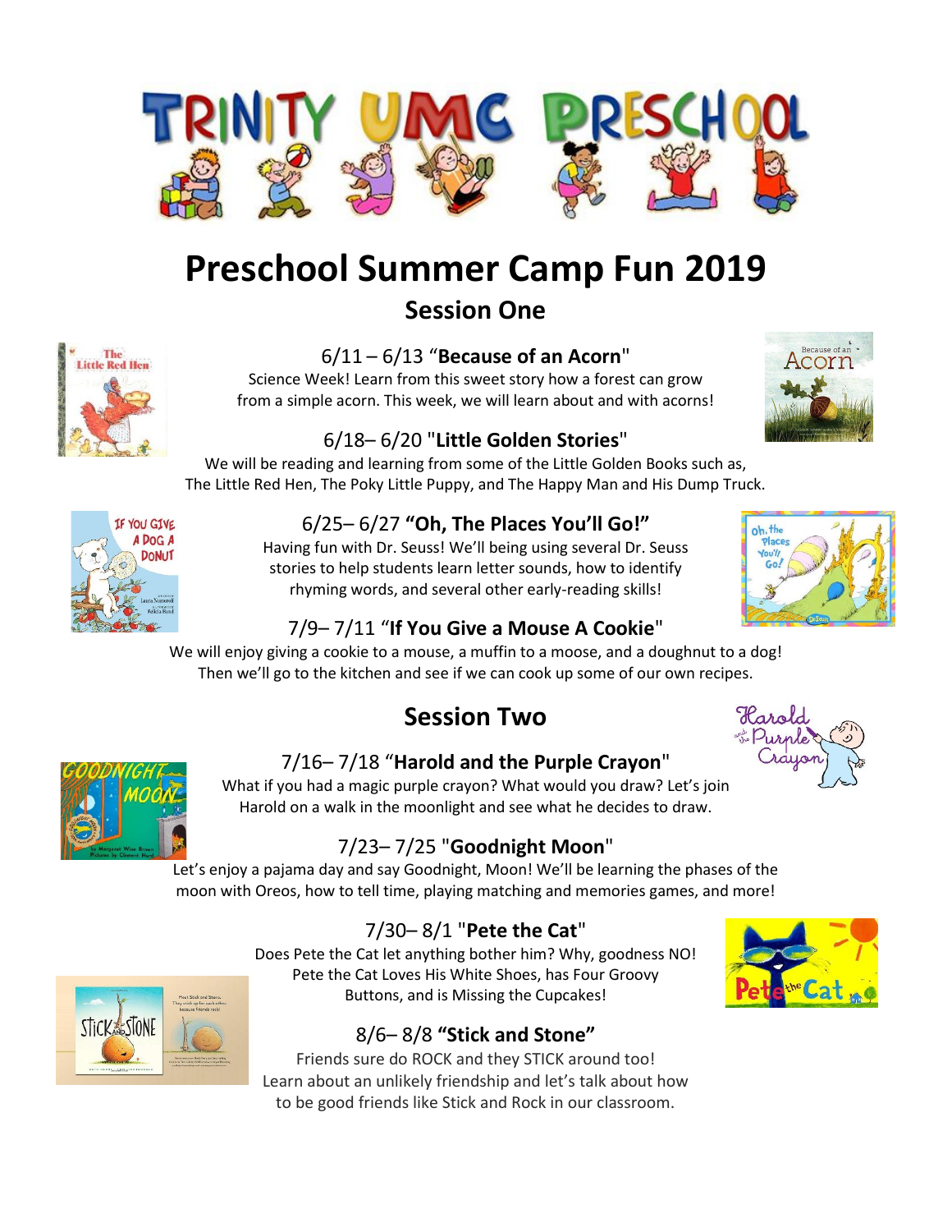# TRINITY UMC PRESCHOOL

# Preschool Summer Camp Fun 2019

## Session One

### 6/11 – 6/13 "**Because of an Acorn**"

Science Week! Learn from this sweet story how a forest can grow from a simple acorn. This week, we will learn about and with acorns!

### 6/18– 6/20 "**Little Golden Stories**"

We will be reading and learning from some of the Little Golden Books such as, The Little Red Hen, The Poky Little Puppy, and The Happy Man and His Dump Truck.

### 6/25– 6/27 **"Oh, The Places You'll Go!"**

Having fun with Dr. Seuss! We'll being using several Dr. Seuss stories to help students learn letter sounds, how to identify rhyming words, and several other early-reading skills!

### 7/9– 7/11 "**If You Give a Mouse A Cookie**"

We will enjoy giving a cookie to a mouse, a muffin to a moose, and a doughnut to a dog! Then we'll go to the kitchen and see if we can cook up some of our own recipes.

## Session Two

### 7/16– 7/18 "**Harold and the Purple Crayon**"

What if you had a magic purple crayon? What would you draw? Let's join Harold on a walk in the moonlight and see what he decides to draw.

### 7/23– 7/25 "**Goodnight Moon**"

Let's enjoy a pajama day and say Goodnight, Moon! We'll be learning the phases of the moon with Oreos, how to tell time, playing matching and memories games, and more!

### 7/30– 8/1 "**Pete the Cat**"

Does Pete the Cat let anything bother him? Why, goodness NO! Pete the Cat Loves His White Shoes, has Four Groovy Buttons, and is Missing the Cupcakes!

### 8/6– 8/8 **"Stick and Stone"**

Friends sure do ROCK and they STICK around too! Learn about an unlikely friendship and let's talk about how to be good friends like Stick and Rock in our classroom.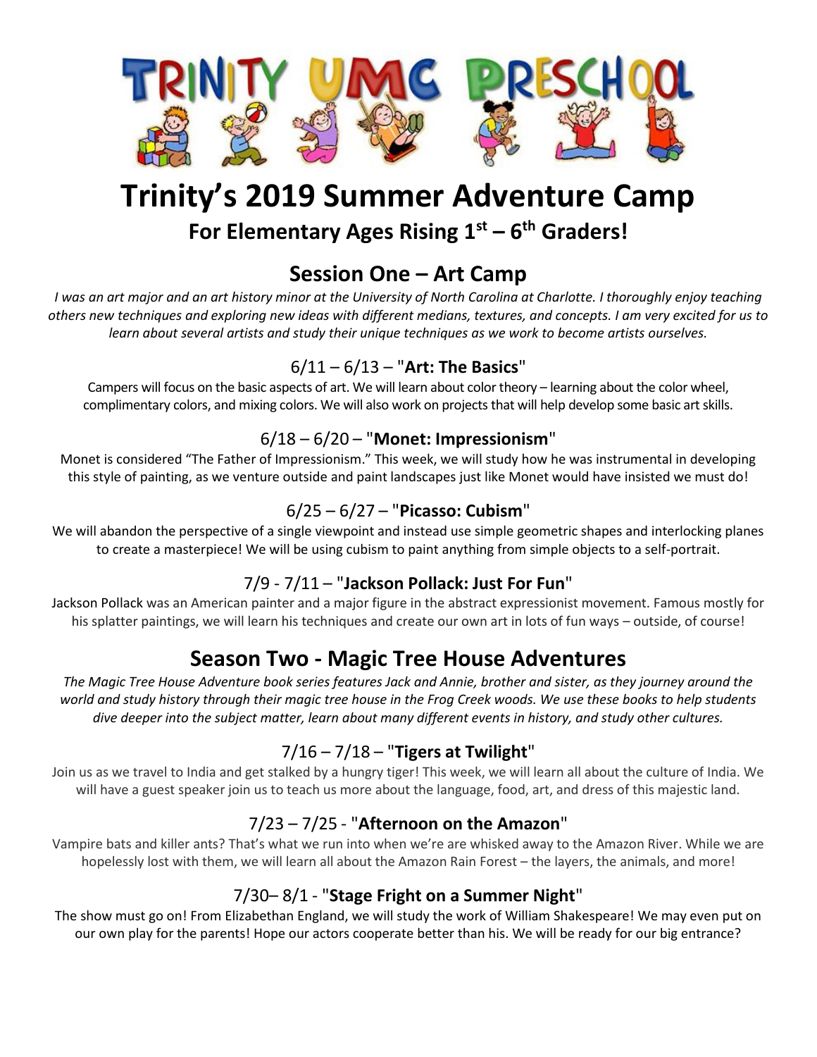# TRINITY UMC PRESCHOOL

# Trinity's 2019 Summer Adventure Camp

## For Elementary Ages Rising 1st – 6th Graders!

## Session One – Art Camp

*I was an art major and an art history minor at the University of North Carolina at Charlotte. I thoroughly enjoy teaching others new techniques and exploring new ideas with different medians, textures, and concepts. I am very excited for us to learn about several artists and study their unique techniques as we work to become artists ourselves.*

### 6/11 – 6/13 – "**Art: The Basics**"

Campers will focus on the basic aspects of art. We will learn about color theory – learning about the color wheel, complimentary colors, and mixing colors. We will also work on projects that will help develop some basic art skills.

### 6/18 – 6/20 – "**Monet: Impressionism**"

Monet is considered "The Father of Impressionism." This week, we will study how he was instrumental in developing this style of painting, as we venture outside and paint landscapes just like Monet would have insisted we must do!

### 6/25 – 6/27 – "**Picasso: Cubism**"

We will abandon the perspective of a single viewpoint and instead use simple geometric shapes and interlocking planes to create a masterpiece! We will be using cubism to paint anything from simple objects to a self-portrait.

### 7/9 - 7/11 – "**Jackson Pollack: Just For Fun**"

Jackson Pollack was an American painter and a major figure in the abstract expressionist movement. Famous mostly for his splatter paintings, we will learn his techniques and create our own art in lots of fun ways – outside, of course!

## Season Two - Magic Tree House Adventures

*The Magic Tree House Adventure book series features Jack and Annie, brother and sister, as they journey around the world and study history through their magic tree house in the Frog Creek woods. We use these books to help students dive deeper into the subject matter, learn about many different events in history, and study other cultures.*

### 7/16 – 7/18 – "**Tigers at Twilight**"

Join us as we travel to India and get stalked by a hungry tiger! This week, we will learn all about the culture of India. We will have a guest speaker join us to teach us more about the language, food, art, and dress of this majestic land.

### 7/23 – 7/25 - "**Afternoon on the Amazon**"

Vampire bats and killer ants? That's what we run into when we're are whisked away to the Amazon River. While we are hopelessly lost with them, we will learn all about the Amazon Rain Forest – the layers, the animals, and more!

### 7/30– 8/1 - "**Stage Fright on a Summer Night**"

The show must go on! From Elizabethan England, we will study the work of William Shakespeare! We may even put on our own play for the parents! Hope our actors cooperate better than his. We will be ready for our big entrance?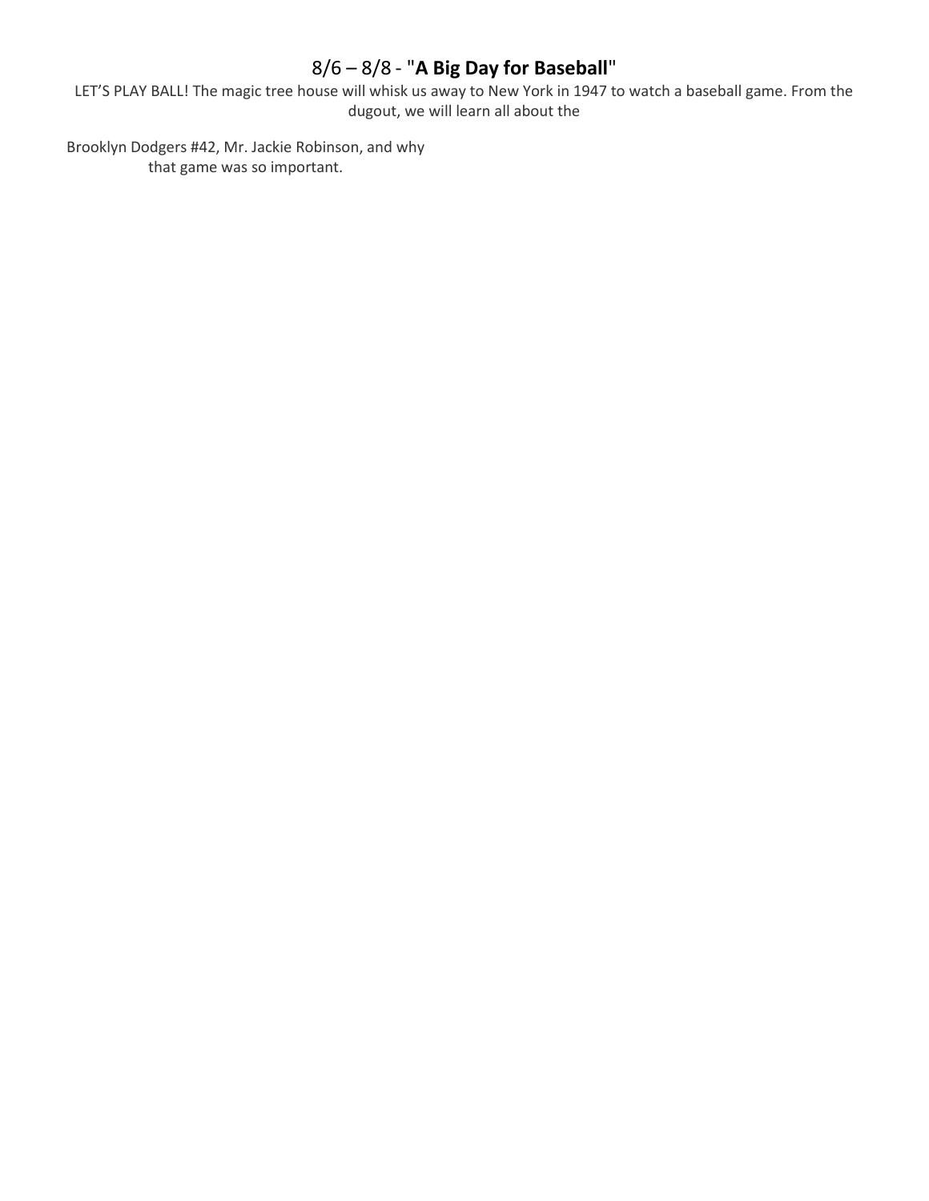## 8/6 – 8/8 - "**A Big Day for Baseball**"

LET'S PLAY BALL! The magic tree house will whisk us away to New York in 1947 to watch a baseball game. From the dugout, we will learn all about the

Brooklyn Dodgers #42, Mr. Jackie Robinson, and why that game was so important.